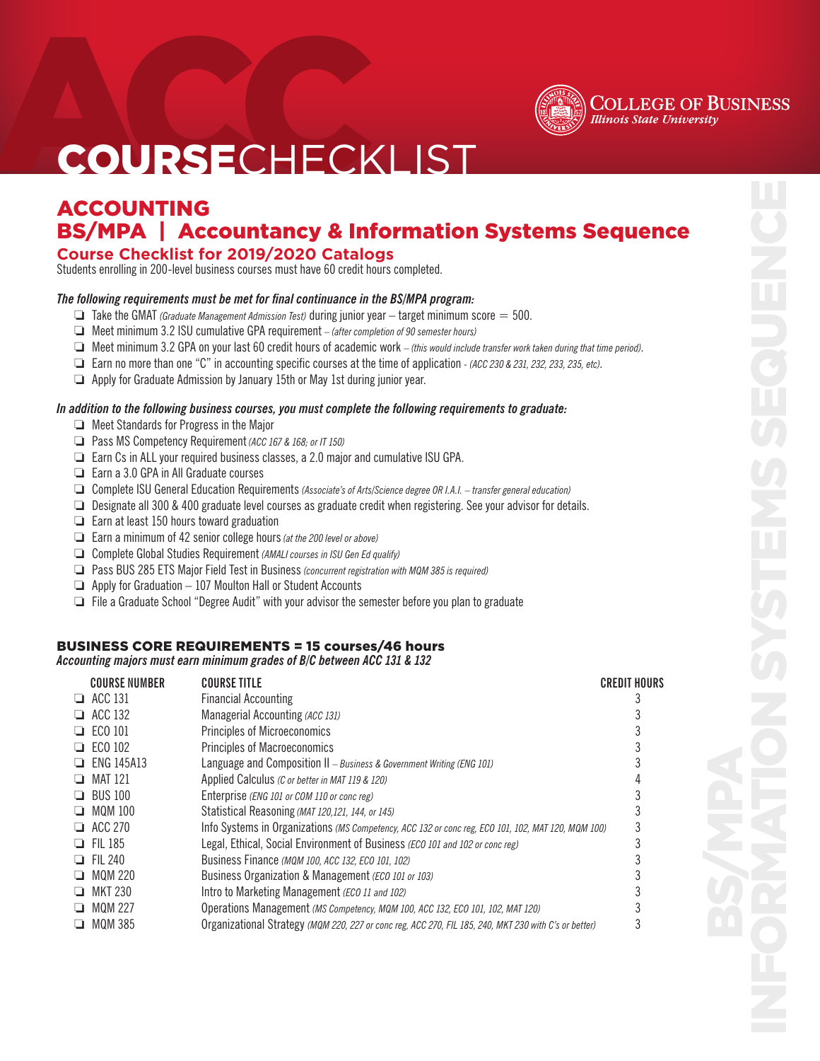# COURSECHECKLIST

COLLEGE OF BUSINESS
*Illinois State University*

## ACCOUNTING
## BS/MPA | Accountancy & Information Systems Sequence
### Course Checklist for 2019/2020 Catalogs

Students enrolling in 200-level business courses must have 60 credit hours completed.

***The following requirements must be met for final continuance in the BS/MPA program:***

- ❏ Take the GMAT *(Graduate Management Admission Test)* during junior year – target minimum score = 500.
- ❏ Meet minimum 3.2 ISU cumulative GPA requirement – *(after completion of 90 semester hours)*
- ❏ Meet minimum 3.2 GPA on your last 60 credit hours of academic work – *(this would include transfer work taken during that time period).*
- ❏ Earn no more than one "C" in accounting specific courses at the time of application - *(ACC 230 & 231, 232, 233, 235, etc).*
- ❏ Apply for Graduate Admission by January 15th or May 1st during junior year.

***In addition to the following business courses, you must complete the following requirements to graduate:***

- ❏ Meet Standards for Progress in the Major
- ❏ Pass MS Competency Requirement *(ACC 167 & 168; or IT 150)*
- ❏ Earn Cs in ALL your required business classes, a 2.0 major and cumulative ISU GPA.
- ❏ Earn a 3.0 GPA in All Graduate courses
- ❏ Complete ISU General Education Requirements *(Associate's of Arts/Science degree OR I.A.I. – transfer general education)*
- ❏ Designate all 300 & 400 graduate level courses as graduate credit when registering. See your advisor for details.
- ❏ Earn at least 150 hours toward graduation
- ❏ Earn a minimum of 42 senior college hours *(at the 200 level or above)*
- ❏ Complete Global Studies Requirement *(AMALI courses in ISU Gen Ed qualify)*
- ❏ Pass BUS 285 ETS Major Field Test in Business *(concurrent registration with MQM 385 is required)*
- ❏ Apply for Graduation – 107 Moulton Hall or Student Accounts
- ❏ File a Graduate School "Degree Audit" with your advisor the semester before you plan to graduate

### BUSINESS CORE REQUIREMENTS = 15 courses/46 hours

***Accounting majors must earn minimum grades of B/C between ACC 131 & 132***

| COURSE NUMBER | COURSE TITLE | CREDIT HOURS |
|---|---|---|
| ❏ ACC 131 | Financial Accounting | 3 |
| ❏ ACC 132 | Managerial Accounting *(ACC 131)* | 3 |
| ❏ ECO 101 | Principles of Microeconomics | 3 |
| ❏ ECO 102 | Principles of Macroeconomics | 3 |
| ❏ ENG 145A13 | Language and Composition II – *Business & Government Writing (ENG 101)* | 3 |
| ❏ MAT 121 | Applied Calculus *(C or better in MAT 119 & 120)* | 4 |
| ❏ BUS 100 | Enterprise *(ENG 101 or COM 110 or conc reg)* | 3 |
| ❏ MQM 100 | Statistical Reasoning *(MAT 120,121, 144, or 145)* | 3 |
| ❏ ACC 270 | Info Systems in Organizations *(MS Competency, ACC 132 or conc reg, ECO 101, 102, MAT 120, MQM 100)* | 3 |
| ❏ FIL 185 | Legal, Ethical, Social Environment of Business *(ECO 101 and 102 or conc reg)* | 3 |
| ❏ FIL 240 | Business Finance *(MQM 100, ACC 132, ECO 101, 102)* | 3 |
| ❏ MQM 220 | Business Organization & Management *(ECO 101 or 103)* | 3 |
| ❏ MKT 230 | Intro to Marketing Management *(ECO 11 and 102)* | 3 |
| ❏ MQM 227 | Operations Management *(MS Competency, MQM 100, ACC 132, ECO 101, 102, MAT 120)* | 3 |
| ❏ MQM 385 | Organizational Strategy *(MQM 220, 227 or conc reg, ACC 270, FIL 185, 240, MKT 230 with C's or better)* | 3 |

BS/MPA INFORMATION SYSTEMS SEQUENCE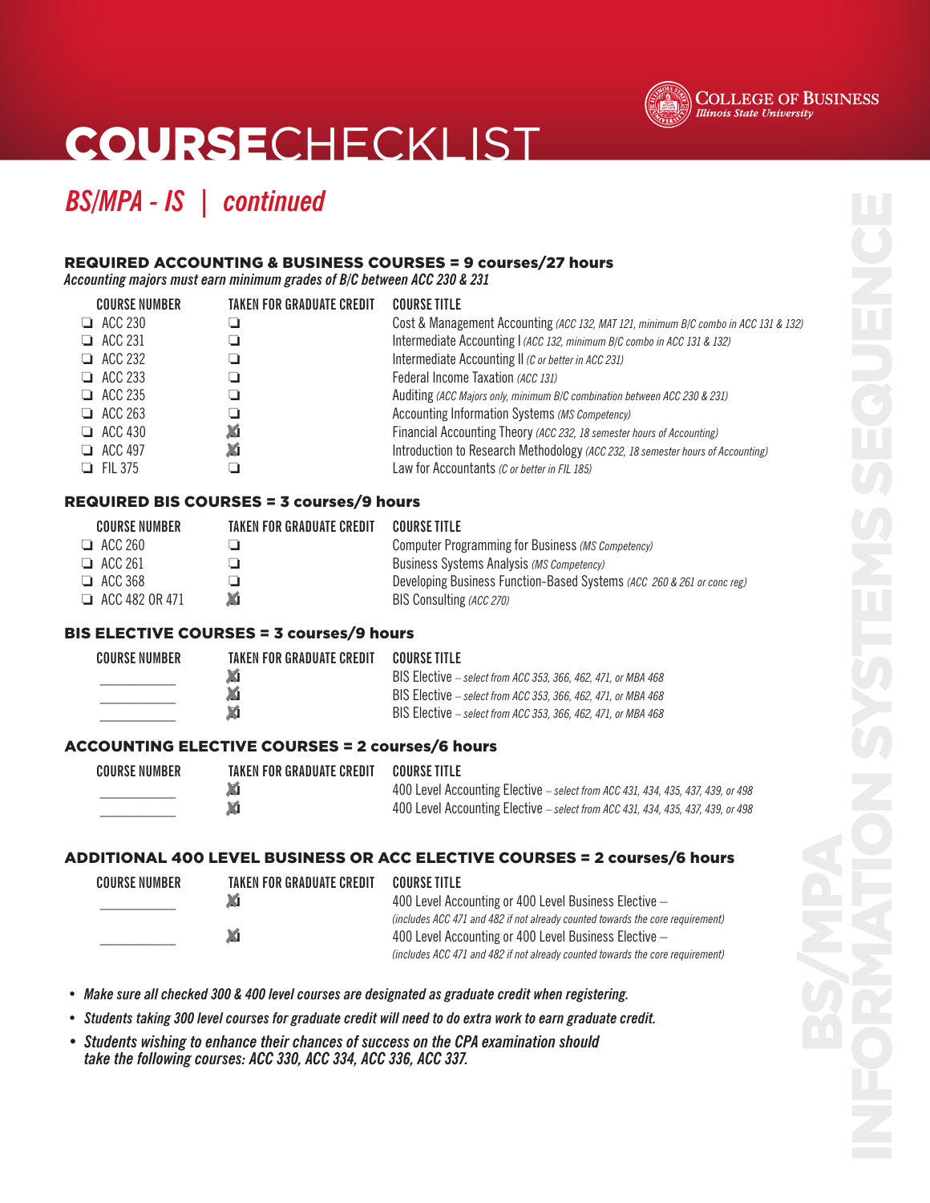# COURSECHECKLIST

College of Business
Illinois State University

## BS/MPA - IS | continued

### REQUIRED ACCOUNTING & BUSINESS COURSES = 9 courses/27 hours

*Accounting majors must earn minimum grades of B/C between ACC 230 & 231*

| COURSE NUMBER | TAKEN FOR GRADUATE CREDIT | COURSE TITLE |
|---|---|---|
| ❑ ACC 230 | ❑ | Cost & Management Accounting *(ACC 132, MAT 121, minimum B/C combo in ACC 131 & 132)* |
| ❑ ACC 231 | ❑ | Intermediate Accounting I *(ACC 132, minimum B/C combo in ACC 131 & 132)* |
| ❑ ACC 232 | ❑ | Intermediate Accounting II *(C or better in ACC 231)* |
| ❑ ACC 233 | ❑ | Federal Income Taxation *(ACC 131)* |
| ❑ ACC 235 | ❑ | Auditing *(ACC Majors only, minimum B/C combination between ACC 230 & 231)* |
| ❑ ACC 263 | ❑ | Accounting Information Systems *(MS Competency)* |
| ❑ ACC 430 | ☒ | Financial Accounting Theory *(ACC 232, 18 semester hours of Accounting)* |
| ❑ ACC 497 | ☒ | Introduction to Research Methodology *(ACC 232, 18 semester hours of Accounting)* |
| ❑ FIL 375 | ❑ | Law for Accountants *(C or better in FIL 185)* |

### REQUIRED BIS COURSES = 3 courses/9 hours

| COURSE NUMBER | TAKEN FOR GRADUATE CREDIT | COURSE TITLE |
|---|---|---|
| ❑ ACC 260 | ❑ | Computer Programming for Business *(MS Competency)* |
| ❑ ACC 261 | ❑ | Business Systems Analysis *(MS Competency)* |
| ❑ ACC 368 | ❑ | Developing Business Function-Based Systems *(ACC 260 & 261 or conc reg)* |
| ❑ ACC 482 OR 471 | ☒ | BIS Consulting *(ACC 270)* |

### BIS ELECTIVE COURSES = 3 courses/9 hours

| COURSE NUMBER | TAKEN FOR GRADUATE CREDIT | COURSE TITLE |
|---|---|---|
| __________ | ☒ | BIS Elective *– select from ACC 353, 366, 462, 471, or MBA 468* |
| __________ | ☒ | BIS Elective *– select from ACC 353, 366, 462, 471, or MBA 468* |
| __________ | ☒ | BIS Elective *– select from ACC 353, 366, 462, 471, or MBA 468* |

### ACCOUNTING ELECTIVE COURSES = 2 courses/6 hours

| COURSE NUMBER | TAKEN FOR GRADUATE CREDIT | COURSE TITLE |
|---|---|---|
| __________ | ☒ | 400 Level Accounting Elective *– select from ACC 431, 434, 435, 437, 439, or 498* |
| __________ | ☒ | 400 Level Accounting Elective *– select from ACC 431, 434, 435, 437, 439, or 498* |

### ADDITIONAL 400 LEVEL BUSINESS OR ACC ELECTIVE COURSES = 2 courses/6 hours

| COURSE NUMBER | TAKEN FOR GRADUATE CREDIT | COURSE TITLE |
|---|---|---|
| __________ | ☒ | 400 Level Accounting or 400 Level Business Elective – *(includes ACC 471 and 482 if not already counted towards the core requirement)* |
| __________ | ☒ | 400 Level Accounting or 400 Level Business Elective – *(includes ACC 471 and 482 if not already counted towards the core requirement)* |

- *Make sure all checked 300 & 400 level courses are designated as graduate credit when registering.*
- *Students taking 300 level courses for graduate credit will need to do extra work to earn graduate credit.*
- *Students wishing to enhance their chances of success on the CPA examination should take the following courses: ACC 330, ACC 334, ACC 336, ACC 337.*

BS/MPA INFORMATION SYSTEMS SEQUENCE